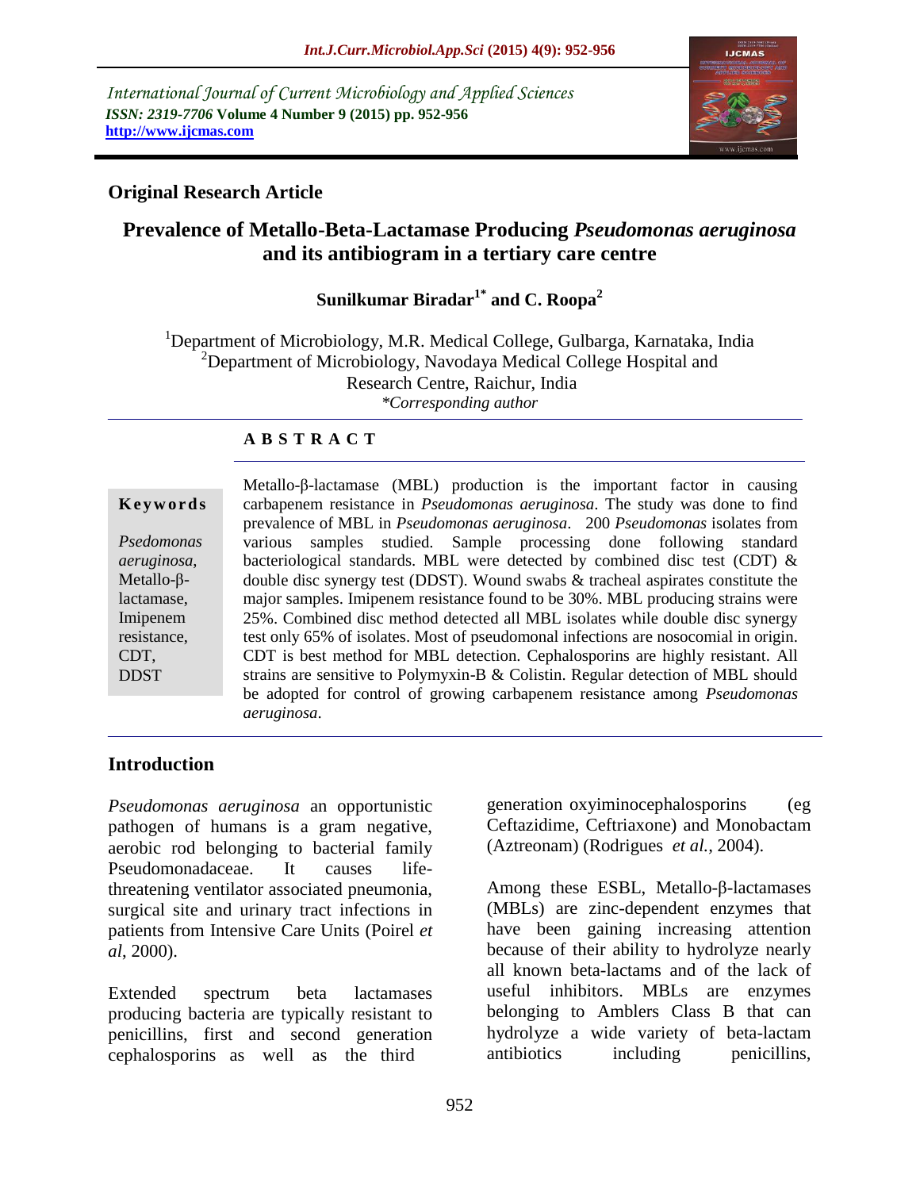International Journal of Current Microbiology and Applied Sciences
*ISSN: 2319-7706* **Volume 4 Number 9 (2015) pp. 952-956**
**http://www.ijcmas.com**

**Original Research Article**

# Prevalence of Metallo-Beta-Lactamase Producing *Pseudomonas aeruginosa* and its antibiogram in a tertiary care centre

**Sunilkumar Biradar[1*] and C. Roopa[2]**

[1]Department of Microbiology, M.R. Medical College, Gulbarga, Karnataka, India
[2]Department of Microbiology, Navodaya Medical College Hospital and Research Centre, Raichur, India
*\*Corresponding author*

**A B S T R A C T**

**Keywords**

*Psedomonas aeruginosa*, Metallo-β-lactamase, Imipenem resistance, CDT, DDST

Metallo-β-lactamase (MBL) production is the important factor in causing carbapenem resistance in *Pseudomonas aeruginosa*. The study was done to find prevalence of MBL in *Pseudomonas aeruginosa*. 200 *Pseudomonas* isolates from various samples studied. Sample processing done following standard bacteriological standards. MBL were detected by combined disc test (CDT) & double disc synergy test (DDST). Wound swabs & tracheal aspirates constitute the major samples. Imipenem resistance found to be 30%. MBL producing strains were 25%. Combined disc method detected all MBL isolates while double disc synergy test only 65% of isolates. Most of pseudomonal infections are nosocomial in origin. CDT is best method for MBL detection. Cephalosporins are highly resistant. All strains are sensitive to Polymyxin-B & Colistin. Regular detection of MBL should be adopted for control of growing carbapenem resistance among *Pseudomonas aeruginosa*.

## Introduction

*Pseudomonas aeruginosa* an opportunistic pathogen of humans is a gram negative, aerobic rod belonging to bacterial family Pseudomonadaceae. It causes life-threatening ventilator associated pneumonia, surgical site and urinary tract infections in patients from Intensive Care Units (Poirel *et al*, 2000).

Extended spectrum beta lactamases producing bacteria are typically resistant to penicillins, first and second generation cephalosporins as well as the third generation oxyiminocephalosporins (eg Ceftazidime, Ceftriaxone) and Monobactam (Aztreonam) (Rodrigues *et al.*, 2004).

Among these ESBL, Metallo-β-lactamases (MBLs) are zinc-dependent enzymes that have been gaining increasing attention because of their ability to hydrolyze nearly all known beta-lactams and of the lack of useful inhibitors. MBLs are enzymes belonging to Amblers Class B that can hydrolyze a wide variety of beta-lactam antibiotics including penicillins,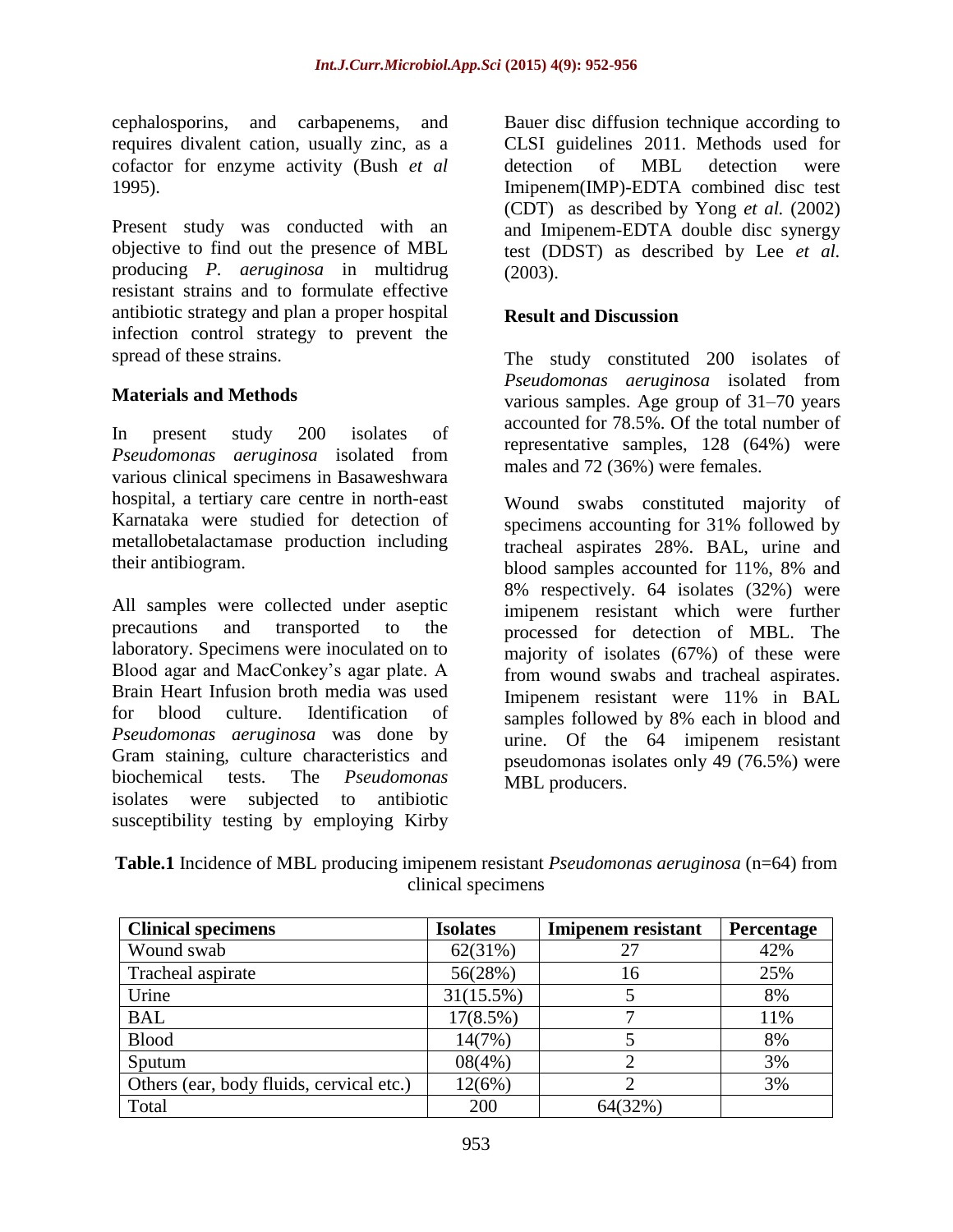cephalosporins, and carbapenems, and requires divalent cation, usually zinc, as a cofactor for enzyme activity (Bush *et al* 1995).

Present study was conducted with an objective to find out the presence of MBL producing *P. aeruginosa* in multidrug resistant strains and to formulate effective antibiotic strategy and plan a proper hospital infection control strategy to prevent the spread of these strains.

## Materials and Methods

In present study 200 isolates of *Pseudomonas aeruginosa* isolated from various clinical specimens in Basaweshwara hospital, a tertiary care centre in north-east Karnataka were studied for detection of metallobetalactamase production including their antibiogram.

All samples were collected under aseptic precautions and transported to the laboratory. Specimens were inoculated on to Blood agar and MacConkey's agar plate. A Brain Heart Infusion broth media was used for blood culture. Identification of *Pseudomonas aeruginosa* was done by Gram staining, culture characteristics and biochemical tests. The *Pseudomonas* isolates were subjected to antibiotic susceptibility testing by employing Kirby Bauer disc diffusion technique according to CLSI guidelines 2011. Methods used for detection of MBL detection were Imipenem(IMP)-EDTA combined disc test (CDT) as described by Yong *et al.* (2002) and Imipenem-EDTA double disc synergy test (DDST) as described by Lee *et al.* (2003).

## Result and Discussion

The study constituted 200 isolates of *Pseudomonas aeruginosa* isolated from various samples. Age group of 31–70 years accounted for 78.5%. Of the total number of representative samples, 128 (64%) were males and 72 (36%) were females.

Wound swabs constituted majority of specimens accounting for 31% followed by tracheal aspirates 28%. BAL, urine and blood samples accounted for 11%, 8% and 8% respectively. 64 isolates (32%) were imipenem resistant which were further processed for detection of MBL. The majority of isolates (67%) of these were from wound swabs and tracheal aspirates. Imipenem resistant were 11% in BAL samples followed by 8% each in blood and urine. Of the 64 imipenem resistant pseudomonas isolates only 49 (76.5%) were MBL producers.

**Table.1** Incidence of MBL producing imipenem resistant *Pseudomonas aeruginosa* (n=64) from clinical specimens

| Clinical specimens | Isolates | Imipenem resistant | Percentage |
|---|---|---|---|
| Wound swab | 62(31%) | 27 | 42% |
| Tracheal aspirate | 56(28%) | 16 | 25% |
| Urine | 31(15.5%) | 5 | 8% |
| BAL | 17(8.5%) | 7 | 11% |
| Blood | 14(7%) | 5 | 8% |
| Sputum | 08(4%) | 2 | 3% |
| Others (ear, body fluids, cervical etc.) | 12(6%) | 2 | 3% |
| Total | 200 | 64(32%) | |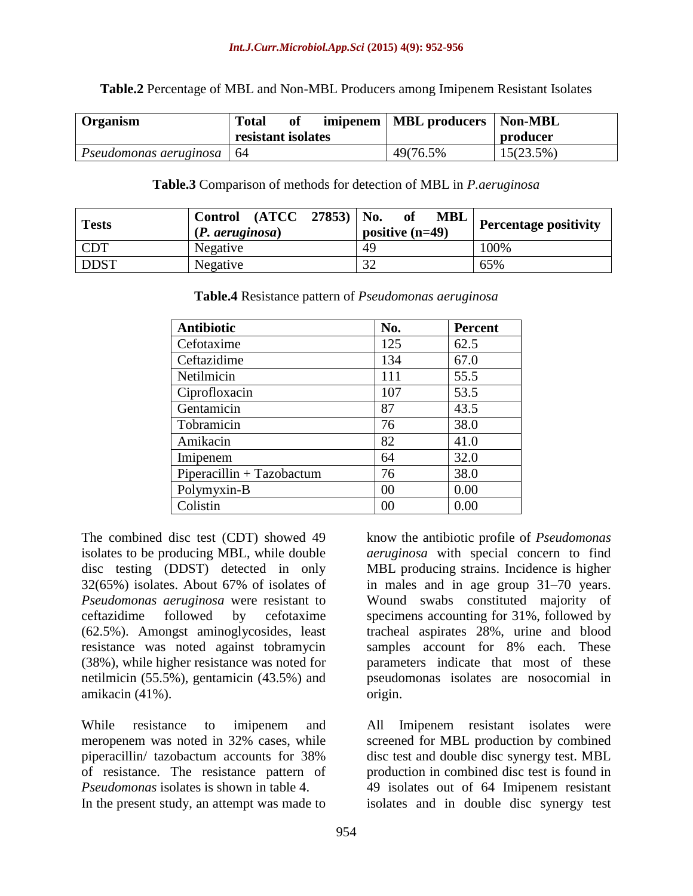**Table.2** Percentage of MBL and Non-MBL Producers among Imipenem Resistant Isolates

| Organism | Total of imipenem resistant isolates | MBL producers | Non-MBL producer |
|---|---|---|---|
| *Pseudomonas aeruginosa* | 64 | 49(76.5% | 15(23.5%) |

**Table.3** Comparison of methods for detection of MBL in *P.aeruginosa*

| Tests | Control (ATCC 27853) (*P. aeruginosa*) | No. of MBL positive (n=49) | Percentage positivity |
|---|---|---|---|
| CDT | Negative | 49 | 100% |
| DDST | Negative | 32 | 65% |

**Table.4** Resistance pattern of *Pseudomonas aeruginosa*

| Antibiotic | No. | Percent |
|---|---|---|
| Cefotaxime | 125 | 62.5 |
| Ceftazidime | 134 | 67.0 |
| Netilmicin | 111 | 55.5 |
| Ciprofloxacin | 107 | 53.5 |
| Gentamicin | 87 | 43.5 |
| Tobramicin | 76 | 38.0 |
| Amikacin | 82 | 41.0 |
| Imipenem | 64 | 32.0 |
| Piperacillin + Tazobactum | 76 | 38.0 |
| Polymyxin-B | 00 | 0.00 |
| Colistin | 00 | 0.00 |

The combined disc test (CDT) showed 49 isolates to be producing MBL, while double disc testing (DDST) detected in only 32(65%) isolates. About 67% of isolates of *Pseudomonas aeruginosa* were resistant to ceftazidime followed by cefotaxime (62.5%). Amongst aminoglycosides, least resistance was noted against tobramycin (38%), while higher resistance was noted for netilmicin (55.5%), gentamicin (43.5%) and amikacin (41%).

While resistance to imipenem and meropenem was noted in 32% cases, while piperacillin/ tazobactum accounts for 38% of resistance. The resistance pattern of *Pseudomonas* isolates is shown in table 4.

In the present study, an attempt was made to know the antibiotic profile of *Pseudomonas aeruginosa* with special concern to find MBL producing strains. Incidence is higher in males and in age group 31–70 years. Wound swabs constituted majority of specimens accounting for 31%, followed by tracheal aspirates 28%, urine and blood samples account for 8% each. These parameters indicate that most of these pseudomonas isolates are nosocomial in origin.

All Imipenem resistant isolates were screened for MBL production by combined disc test and double disc synergy test. MBL production in combined disc test is found in 49 isolates out of 64 Imipenem resistant isolates and in double disc synergy test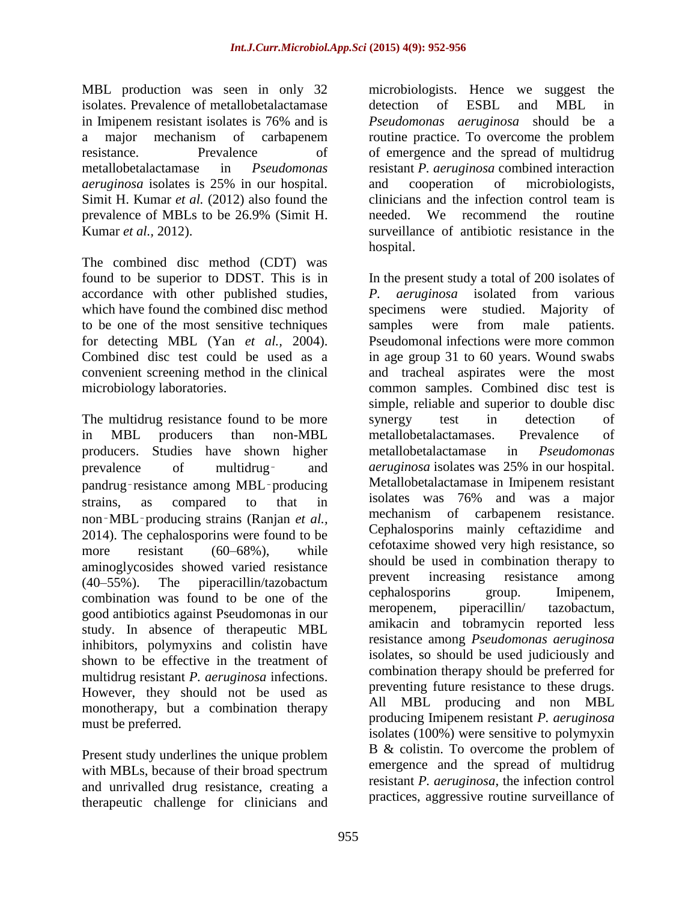MBL production was seen in only 32 isolates. Prevalence of metallobetalactamase in Imipenem resistant isolates is 76% and is a major mechanism of carbapenem resistance. Prevalence of metallobetalactamase in *Pseudomonas aeruginosa* isolates is 25% in our hospital. Simit H. Kumar *et al.* (2012) also found the prevalence of MBLs to be 26.9% (Simit H. Kumar *et al.,* 2012).

The combined disc method (CDT) was found to be superior to DDST. This is in accordance with other published studies, which have found the combined disc method to be one of the most sensitive techniques for detecting MBL (Yan *et al.,* 2004). Combined disc test could be used as a convenient screening method in the clinical microbiology laboratories.

The multidrug resistance found to be more in MBL producers than non-MBL producers. Studies have shown higher prevalence of multidrug‑ and pandrug‑resistance among MBL‑producing strains, as compared to that in non‑MBL‑producing strains (Ranjan *et al.,* 2014). The cephalosporins were found to be more resistant (60–68%), while aminoglycosides showed varied resistance (40–55%). The piperacillin/tazobactum combination was found to be one of the good antibiotics against Pseudomonas in our study. In absence of therapeutic MBL inhibitors, polymyxins and colistin have shown to be effective in the treatment of multidrug resistant *P. aeruginosa* infections. However, they should not be used as monotherapy, but a combination therapy must be preferred.

Present study underlines the unique problem with MBLs, because of their broad spectrum and unrivalled drug resistance, creating a therapeutic challenge for clinicians and microbiologists. Hence we suggest the detection of ESBL and MBL in *Pseudomonas aeruginosa* should be a routine practice. To overcome the problem of emergence and the spread of multidrug resistant *P. aeruginosa* combined interaction and cooperation of microbiologists, clinicians and the infection control team is needed. We recommend the routine surveillance of antibiotic resistance in the hospital.

In the present study a total of 200 isolates of *P. aeruginosa* isolated from various specimens were studied. Majority of samples were from male patients. Pseudomonal infections were more common in age group 31 to 60 years. Wound swabs and tracheal aspirates were the most common samples. Combined disc test is simple, reliable and superior to double disc synergy test in detection of metallobetalactamases. Prevalence of metallobetalactamase in *Pseudomonas aeruginosa* isolates was 25% in our hospital. Metallobetalactamase in Imipenem resistant isolates was 76% and was a major mechanism of carbapenem resistance. Cephalosporins mainly ceftazidime and cefotaxime showed very high resistance, so should be used in combination therapy to prevent increasing resistance among cephalosporins group. Imipenem, meropenem, piperacillin/ tazobactum, amikacin and tobramycin reported less resistance among *Pseudomonas aeruginosa* isolates, so should be used judiciously and combination therapy should be preferred for preventing future resistance to these drugs. All MBL producing and non MBL producing Imipenem resistant *P. aeruginosa* isolates (100%) were sensitive to polymyxin B & colistin. To overcome the problem of emergence and the spread of multidrug resistant *P. aeruginosa*, the infection control practices, aggressive routine surveillance of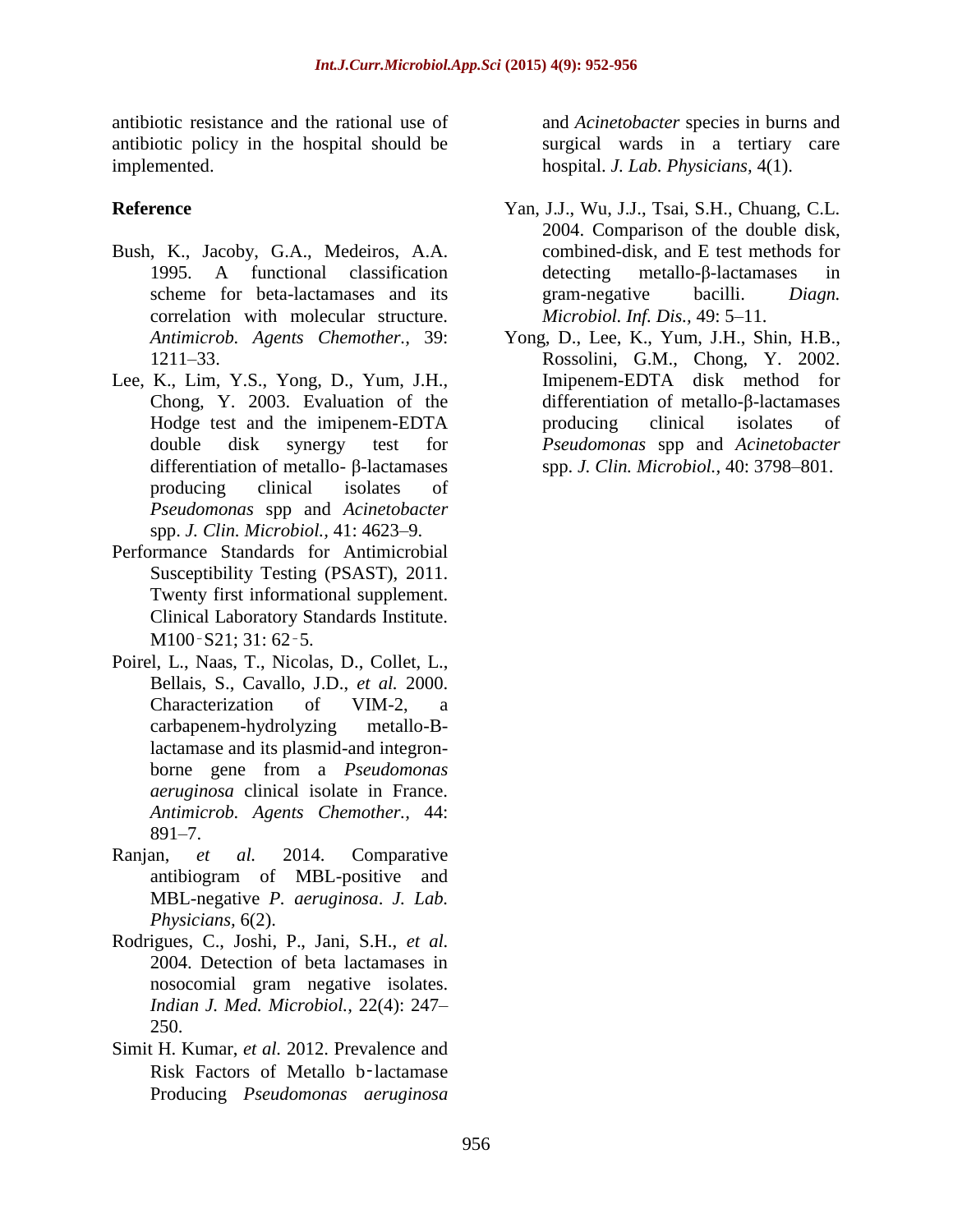antibiotic resistance and the rational use of antibiotic policy in the hospital should be implemented.

## Reference

Bush, K., Jacoby, G.A., Medeiros, A.A. 1995. A functional classification scheme for beta-lactamases and its correlation with molecular structure. *Antimicrob. Agents Chemother.,* 39: 1211–33.

Lee, K., Lim, Y.S., Yong, D., Yum, J.H., Chong, Y. 2003. Evaluation of the Hodge test and the imipenem-EDTA double disk synergy test for differentiation of metallo- β-lactamases producing clinical isolates of *Pseudomonas* spp and *Acinetobacter* spp. *J. Clin. Microbiol.,* 41: 4623–9.

Performance Standards for Antimicrobial Susceptibility Testing (PSAST), 2011. Twenty first informational supplement. Clinical Laboratory Standards Institute. M100‑S21; 31: 62‑5.

Poirel, L., Naas, T., Nicolas, D., Collet, L., Bellais, S., Cavallo, J.D., *et al.* 2000. Characterization of VIM-2, a carbapenem-hydrolyzing metallo-B-lactamase and its plasmid-and integron-borne gene from a *Pseudomonas aeruginosa* clinical isolate in France. *Antimicrob. Agents Chemother.,* 44: 891–7.

Ranjan, *et al.* 2014. Comparative antibiogram of MBL-positive and MBL-negative *P. aeruginosa*. *J. Lab. Physicians,* 6(2).

Rodrigues, C., Joshi, P., Jani, S.H., *et al.* 2004. Detection of beta lactamases in nosocomial gram negative isolates. *Indian J. Med. Microbiol.,* 22(4): 247–250.

Simit H. Kumar, *et al.* 2012. Prevalence and Risk Factors of Metallo b‑lactamase Producing *Pseudomonas aeruginosa* and *Acinetobacter* species in burns and surgical wards in a tertiary care hospital. *J. Lab. Physicians,* 4(1).

Yan, J.J., Wu, J.J., Tsai, S.H., Chuang, C.L. 2004. Comparison of the double disk, combined-disk, and E test methods for detecting metallo-β-lactamases in gram-negative bacilli. *Diagn. Microbiol. Inf. Dis.,* 49: 5–11.

Yong, D., Lee, K., Yum, J.H., Shin, H.B., Rossolini, G.M., Chong, Y. 2002. Imipenem-EDTA disk method for differentiation of metallo-β-lactamases producing clinical isolates of *Pseudomonas* spp and *Acinetobacter* spp. *J. Clin. Microbiol.,* 40: 3798–801.